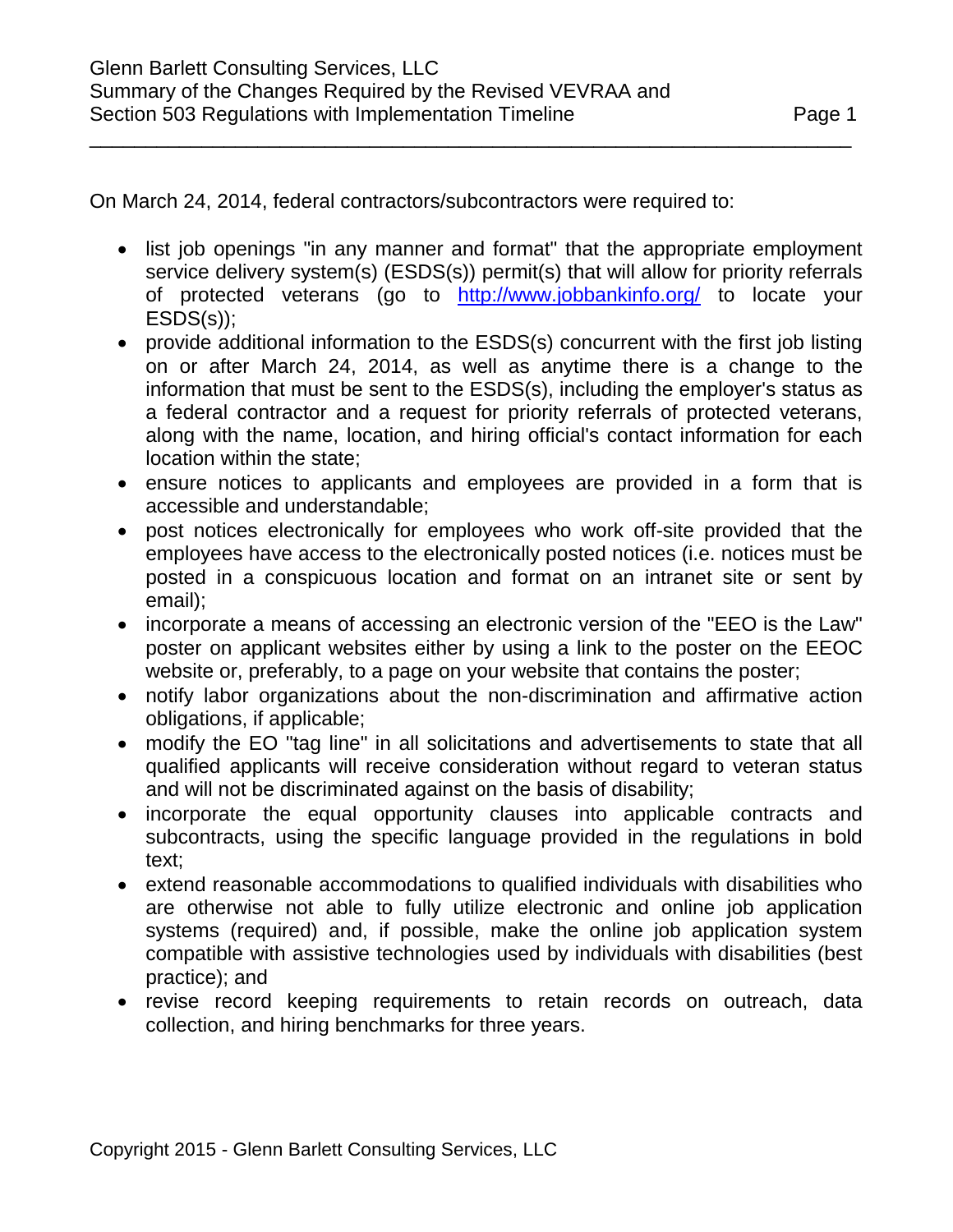On March 24, 2014, federal contractors/subcontractors were required to:

- list job openings "in any manner and format" that the appropriate employment service delivery system(s) (ESDS(s)) permit(s) that will allow for priority referrals of protected veterans (go to [http://www.jobbankinfo.org/](http://www.jobbankinfo.org/) to locate your ESDS(s));
- provide additional information to the ESDS(s) concurrent with the first job listing on or after March 24, 2014, as well as anytime there is a change to the information that must be sent to the ESDS(s), including the employer's status as a federal contractor and a request for priority referrals of protected veterans, along with the name, location, and hiring official's contact information for each location within the state;
- ensure notices to applicants and employees are provided in a form that is accessible and understandable;
- post notices electronically for employees who work off-site provided that the employees have access to the electronically posted notices (i.e. notices must be posted in a conspicuous location and format on an intranet site or sent by email);
- incorporate a means of accessing an electronic version of the "EEO is the Law" poster on applicant websites either by using a link to the poster on the EEOC website or, preferably, to a page on your website that contains the poster;
- notify labor organizations about the non-discrimination and affirmative action obligations, if applicable;
- modify the EO "tag line" in all solicitations and advertisements to state that all qualified applicants will receive consideration without regard to veteran status and will not be discriminated against on the basis of disability;
- incorporate the equal opportunity clauses into applicable contracts and subcontracts, using the specific language provided in the regulations in bold text;
- extend reasonable accommodations to qualified individuals with disabilities who are otherwise not able to fully utilize electronic and online job application systems (required) and, if possible, make the online job application system compatible with assistive technologies used by individuals with disabilities (best practice); and
- revise record keeping requirements to retain records on outreach, data collection, and hiring benchmarks for three years.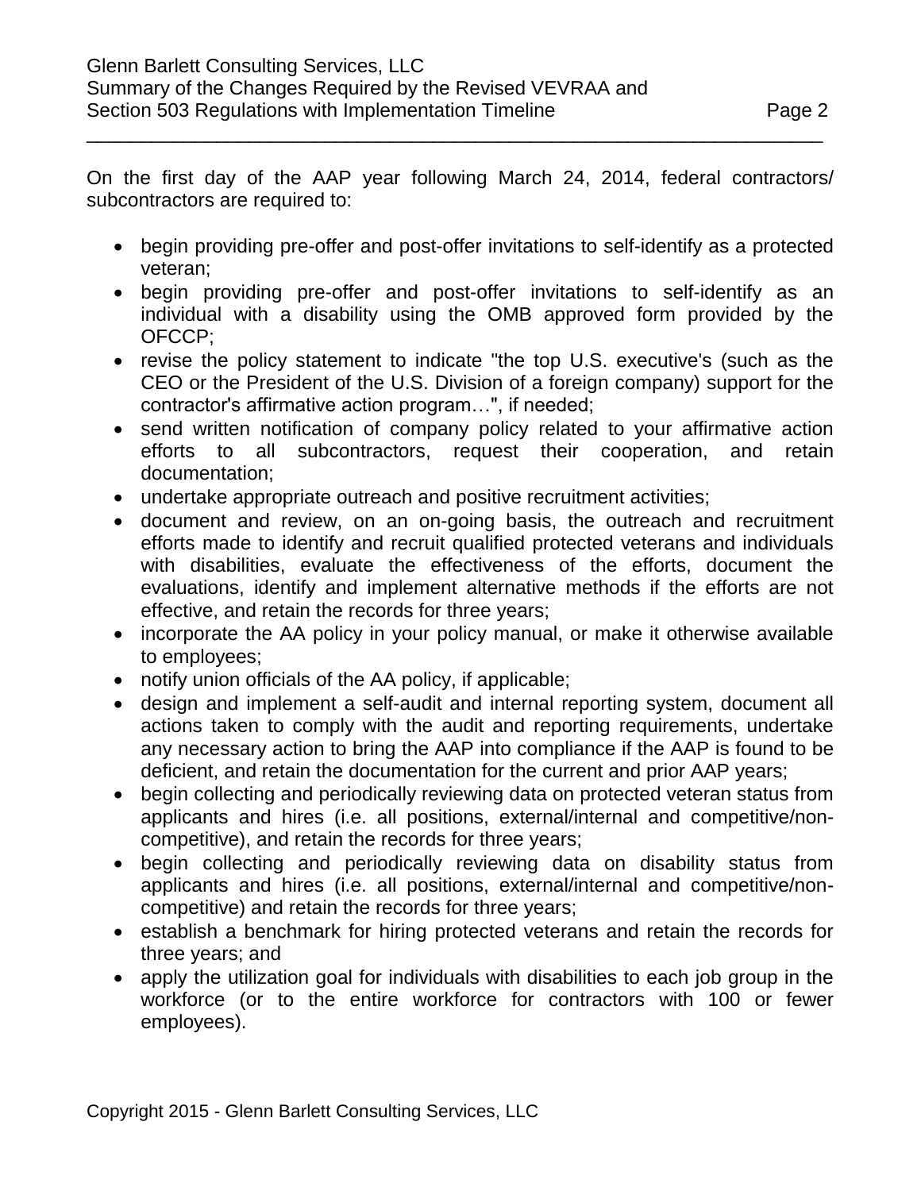On the first day of the AAP year following March 24, 2014, federal contractors/ subcontractors are required to:

- begin providing pre-offer and post-offer invitations to self-identify as a protected veteran;
- begin providing pre-offer and post-offer invitations to self-identify as an individual with a disability using the OMB approved form provided by the OFCCP;
- revise the policy statement to indicate "the top U.S. executive's (such as the CEO or the President of the U.S. Division of a foreign company) support for the contractor's affirmative action program…", if needed;
- send written notification of company policy related to your affirmative action efforts to all subcontractors, request their cooperation, and retain documentation;
- undertake appropriate outreach and positive recruitment activities;
- document and review, on an on-going basis, the outreach and recruitment efforts made to identify and recruit qualified protected veterans and individuals with disabilities, evaluate the effectiveness of the efforts, document the evaluations, identify and implement alternative methods if the efforts are not effective, and retain the records for three years;
- incorporate the AA policy in your policy manual, or make it otherwise available to employees;
- notify union officials of the AA policy, if applicable;
- design and implement a self-audit and internal reporting system, document all actions taken to comply with the audit and reporting requirements, undertake any necessary action to bring the AAP into compliance if the AAP is found to be deficient, and retain the documentation for the current and prior AAP years;
- begin collecting and periodically reviewing data on protected veteran status from applicants and hires (i.e. all positions, external/internal and competitive/non-competitive), and retain the records for three years;
- begin collecting and periodically reviewing data on disability status from applicants and hires (i.e. all positions, external/internal and competitive/non-competitive) and retain the records for three years;
- establish a benchmark for hiring protected veterans and retain the records for three years; and
- apply the utilization goal for individuals with disabilities to each job group in the workforce (or to the entire workforce for contractors with 100 or fewer employees).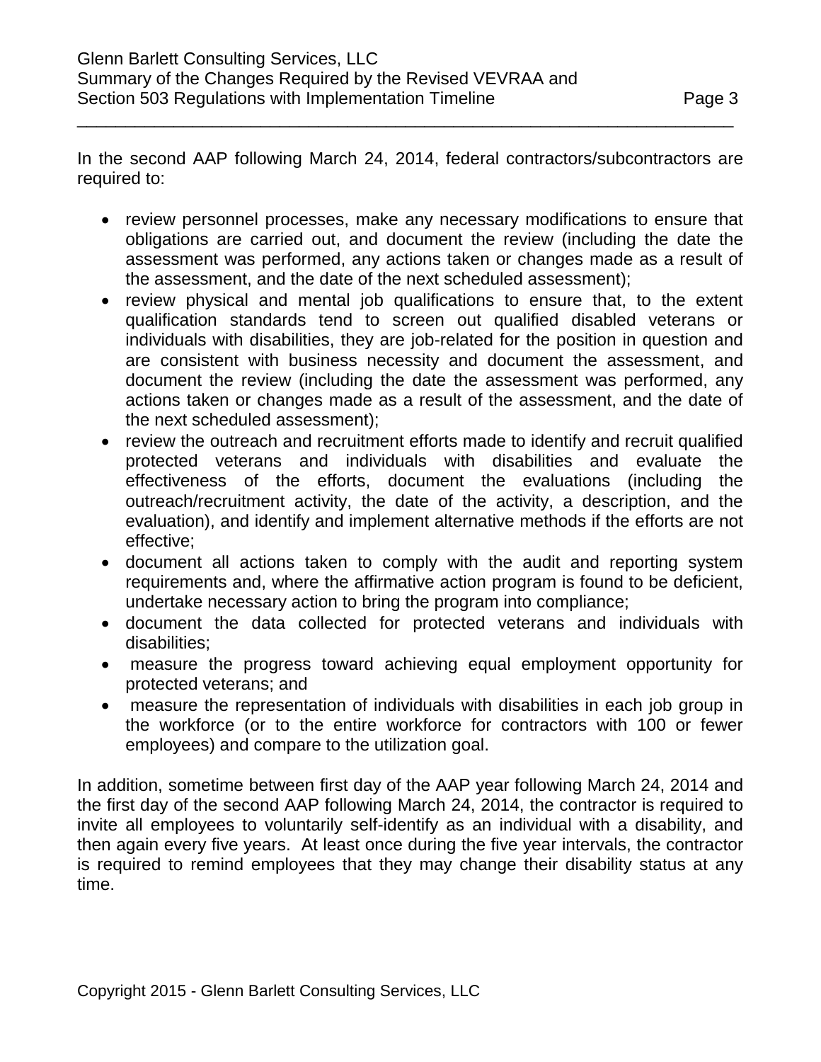In the second AAP following March 24, 2014, federal contractors/subcontractors are required to:

- review personnel processes, make any necessary modifications to ensure that obligations are carried out, and document the review (including the date the assessment was performed, any actions taken or changes made as a result of the assessment, and the date of the next scheduled assessment);
- review physical and mental job qualifications to ensure that, to the extent qualification standards tend to screen out qualified disabled veterans or individuals with disabilities, they are job-related for the position in question and are consistent with business necessity and document the assessment, and document the review (including the date the assessment was performed, any actions taken or changes made as a result of the assessment, and the date of the next scheduled assessment);
- review the outreach and recruitment efforts made to identify and recruit qualified protected veterans and individuals with disabilities and evaluate the effectiveness of the efforts, document the evaluations (including the outreach/recruitment activity, the date of the activity, a description, and the evaluation), and identify and implement alternative methods if the efforts are not effective;
- document all actions taken to comply with the audit and reporting system requirements and, where the affirmative action program is found to be deficient, undertake necessary action to bring the program into compliance;
- document the data collected for protected veterans and individuals with disabilities;
- measure the progress toward achieving equal employment opportunity for protected veterans; and
- measure the representation of individuals with disabilities in each job group in the workforce (or to the entire workforce for contractors with 100 or fewer employees) and compare to the utilization goal.

In addition, sometime between first day of the AAP year following March 24, 2014 and the first day of the second AAP following March 24, 2014, the contractor is required to invite all employees to voluntarily self-identify as an individual with a disability, and then again every five years. At least once during the five year intervals, the contractor is required to remind employees that they may change their disability status at any time.